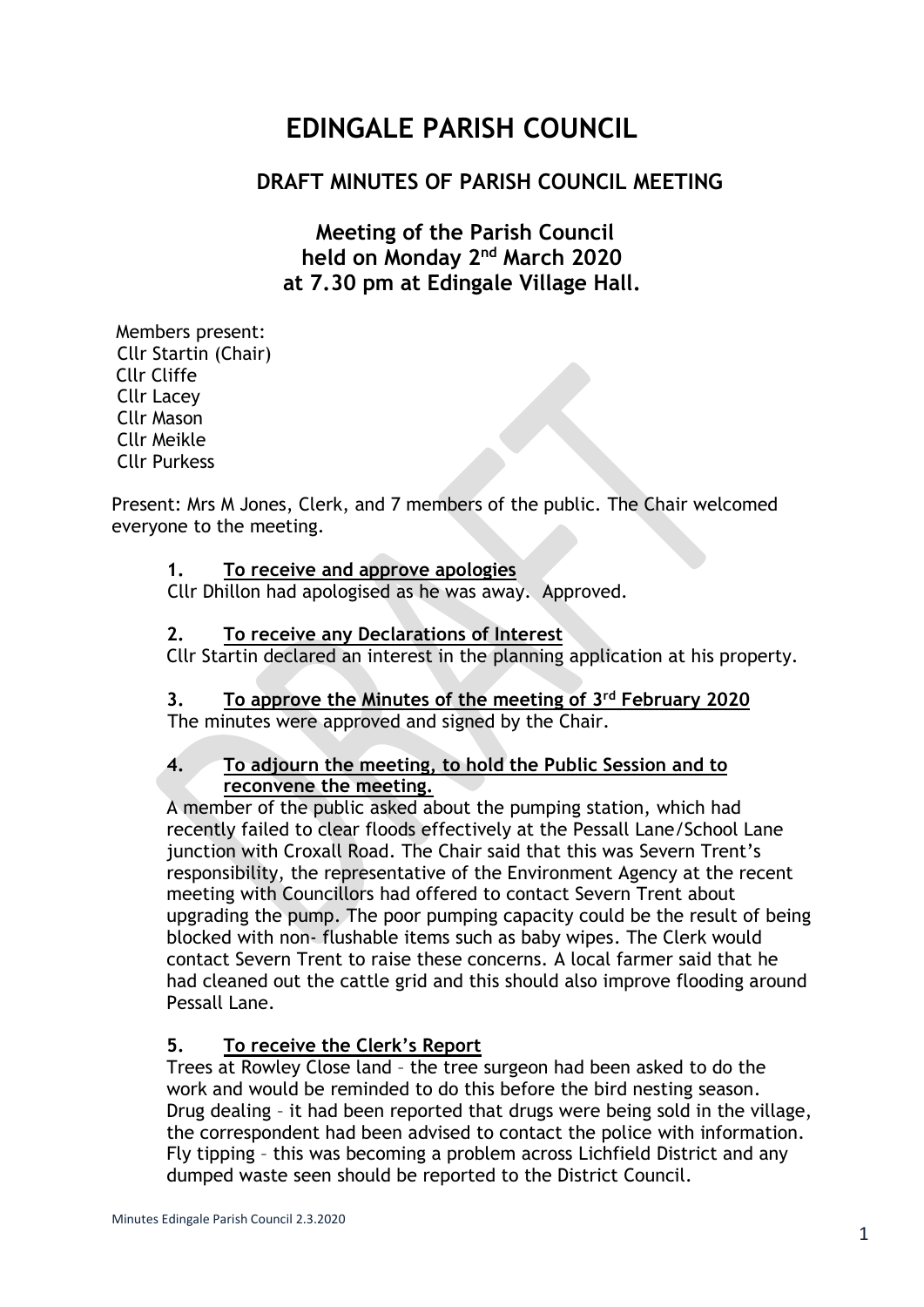# EDINGALE PARISH COUNCIL

## DRAFT MINUTES OF PARISH COUNCIL MEETING

### Meeting of the Parish Council held on Monday 2nd March 2020 at 7.30 pm at Edingale Village Hall.

Members present:
Cllr Startin (Chair)
Cllr Cliffe
Cllr Lacey
Cllr Mason
Cllr Meikle
Cllr Purkess

Present: Mrs M Jones, Clerk, and 7 members of the public. The Chair welcomed everyone to the meeting.

**1. To receive and approve apologies**

Cllr Dhillon had apologised as he was away. Approved.

**2. To receive any Declarations of Interest**

Cllr Startin declared an interest in the planning application at his property.

**3. To approve the Minutes of the meeting of 3rd February 2020**

The minutes were approved and signed by the Chair.

**4. To adjourn the meeting, to hold the Public Session and to reconvene the meeting.**

A member of the public asked about the pumping station, which had recently failed to clear floods effectively at the Pessall Lane/School Lane junction with Croxall Road. The Chair said that this was Severn Trent's responsibility, the representative of the Environment Agency at the recent meeting with Councillors had offered to contact Severn Trent about upgrading the pump. The poor pumping capacity could be the result of being blocked with non- flushable items such as baby wipes. The Clerk would contact Severn Trent to raise these concerns. A local farmer said that he had cleaned out the cattle grid and this should also improve flooding around Pessall Lane.

**5. To receive the Clerk's Report**

Trees at Rowley Close land – the tree surgeon had been asked to do the work and would be reminded to do this before the bird nesting season.
Drug dealing – it had been reported that drugs were being sold in the village, the correspondent had been advised to contact the police with information.
Fly tipping – this was becoming a problem across Lichfield District and any dumped waste seen should be reported to the District Council.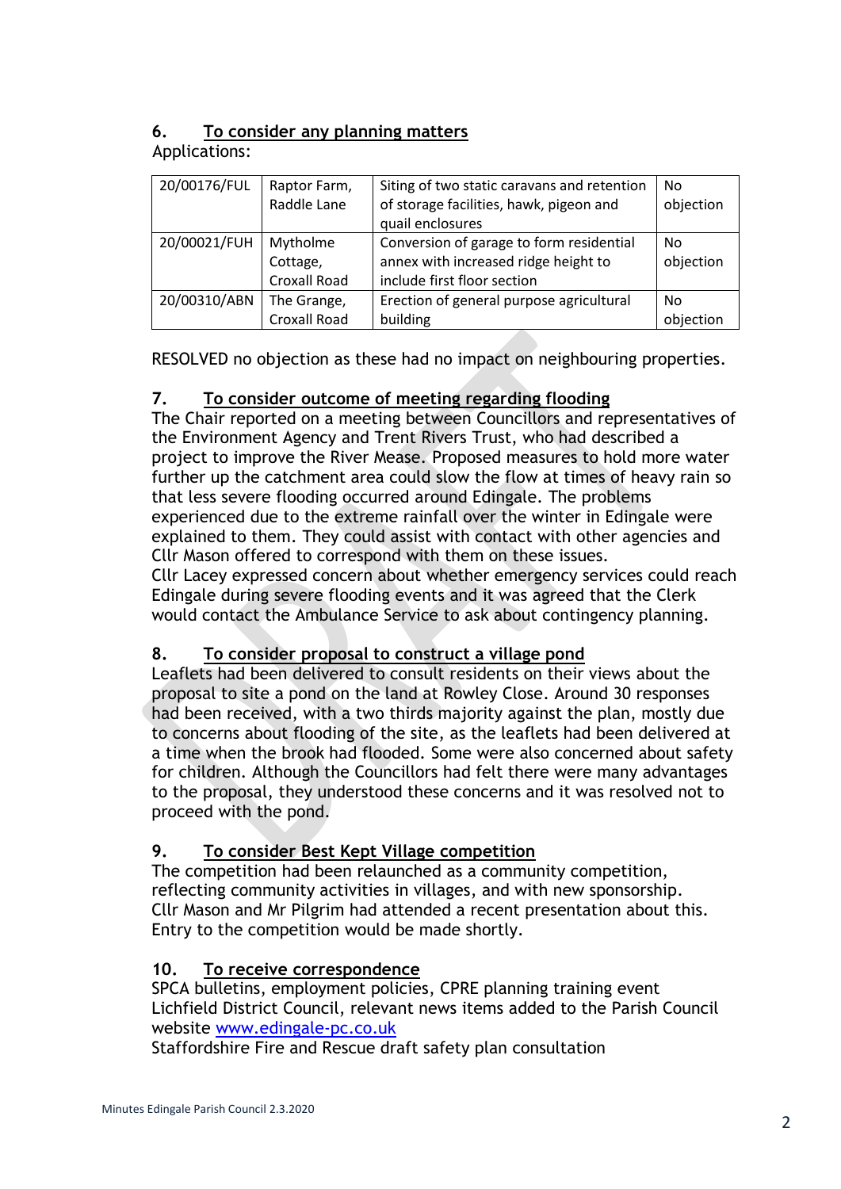## 6. To consider any planning matters

Applications:

| 20/00176/FUL | Raptor Farm, Raddle Lane | Siting of two static caravans and retention of storage facilities, hawk, pigeon and quail enclosures | No objection |
|---|---|---|---|
| 20/00021/FUH | Mytholme Cottage, Croxall Road | Conversion of garage to form residential annex with increased ridge height to include first floor section | No objection |
| 20/00310/ABN | The Grange, Croxall Road | Erection of general purpose agricultural building | No objection |

RESOLVED no objection as these had no impact on neighbouring properties.

## 7. To consider outcome of meeting regarding flooding

The Chair reported on a meeting between Councillors and representatives of the Environment Agency and Trent Rivers Trust, who had described a project to improve the River Mease. Proposed measures to hold more water further up the catchment area could slow the flow at times of heavy rain so that less severe flooding occurred around Edingale. The problems experienced due to the extreme rainfall over the winter in Edingale were explained to them. They could assist with contact with other agencies and Cllr Mason offered to correspond with them on these issues.
Cllr Lacey expressed concern about whether emergency services could reach Edingale during severe flooding events and it was agreed that the Clerk would contact the Ambulance Service to ask about contingency planning.

## 8. To consider proposal to construct a village pond

Leaflets had been delivered to consult residents on their views about the proposal to site a pond on the land at Rowley Close. Around 30 responses had been received, with a two thirds majority against the plan, mostly due to concerns about flooding of the site, as the leaflets had been delivered at a time when the brook had flooded. Some were also concerned about safety for children. Although the Councillors had felt there were many advantages to the proposal, they understood these concerns and it was resolved not to proceed with the pond.

## 9. To consider Best Kept Village competition

The competition had been relaunched as a community competition, reflecting community activities in villages, and with new sponsorship. Cllr Mason and Mr Pilgrim had attended a recent presentation about this. Entry to the competition would be made shortly.

## 10. To receive correspondence

SPCA bulletins, employment policies, CPRE planning training event
Lichfield District Council, relevant news items added to the Parish Council website [www.edingale-pc.co.uk](http://www.edingale-pc.co.uk)
Staffordshire Fire and Rescue draft safety plan consultation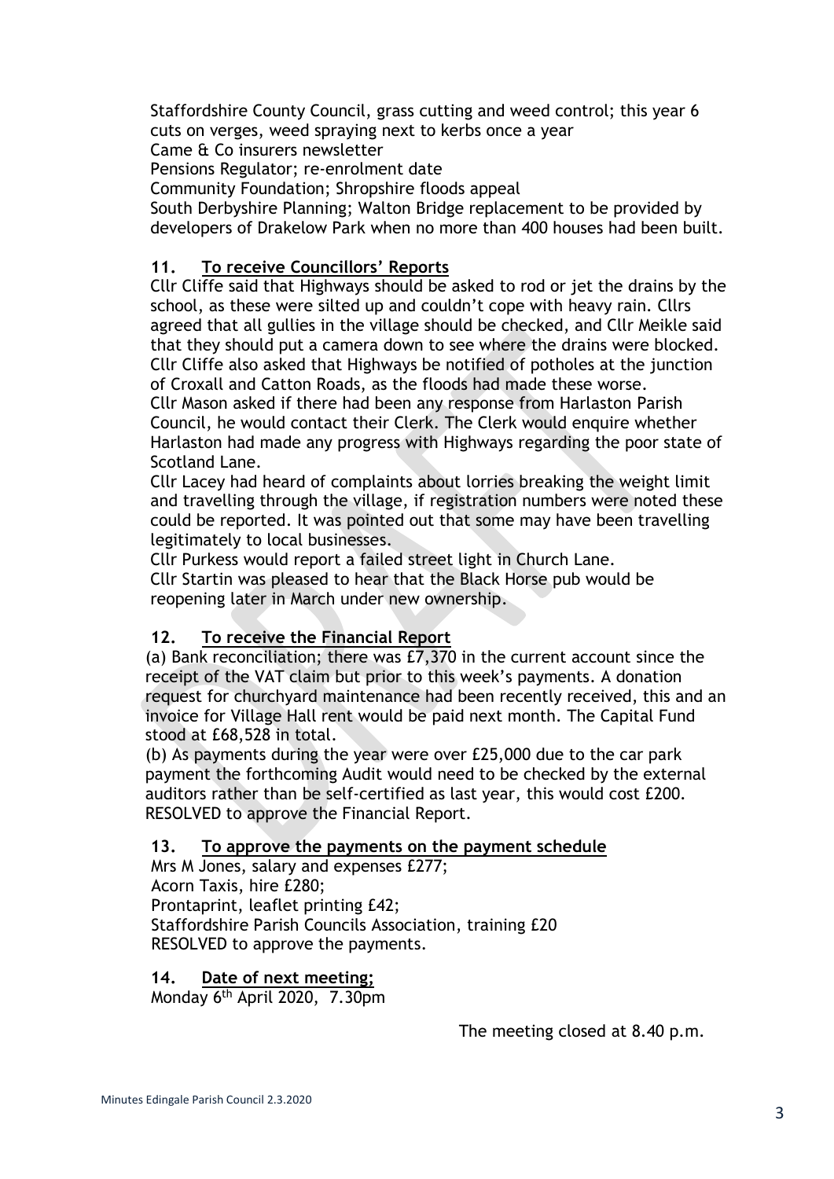Staffordshire County Council, grass cutting and weed control; this year 6 cuts on verges, weed spraying next to kerbs once a year
Came & Co insurers newsletter
Pensions Regulator; re-enrolment date
Community Foundation; Shropshire floods appeal
South Derbyshire Planning; Walton Bridge replacement to be provided by developers of Drakelow Park when no more than 400 houses had been built.

## 11. To receive Councillors' Reports

Cllr Cliffe said that Highways should be asked to rod or jet the drains by the school, as these were silted up and couldn't cope with heavy rain. Cllrs agreed that all gullies in the village should be checked, and Cllr Meikle said that they should put a camera down to see where the drains were blocked. Cllr Cliffe also asked that Highways be notified of potholes at the junction of Croxall and Catton Roads, as the floods had made these worse.
Cllr Mason asked if there had been any response from Harlaston Parish Council, he would contact their Clerk. The Clerk would enquire whether Harlaston had made any progress with Highways regarding the poor state of Scotland Lane.
Cllr Lacey had heard of complaints about lorries breaking the weight limit and travelling through the village, if registration numbers were noted these could be reported. It was pointed out that some may have been travelling legitimately to local businesses.
Cllr Purkess would report a failed street light in Church Lane.
Cllr Startin was pleased to hear that the Black Horse pub would be reopening later in March under new ownership.

## 12. To receive the Financial Report

(a) Bank reconciliation; there was £7,370 in the current account since the receipt of the VAT claim but prior to this week's payments. A donation request for churchyard maintenance had been recently received, this and an invoice for Village Hall rent would be paid next month. The Capital Fund stood at £68,528 in total.
(b) As payments during the year were over £25,000 due to the car park payment the forthcoming Audit would need to be checked by the external auditors rather than be self-certified as last year, this would cost £200.
RESOLVED to approve the Financial Report.

## 13. To approve the payments on the payment schedule

Mrs M Jones, salary and expenses £277;
Acorn Taxis, hire £280;
Prontaprint, leaflet printing £42;
Staffordshire Parish Councils Association, training £20
RESOLVED to approve the payments.

## 14. Date of next meeting;

Monday 6th April 2020, 7.30pm

The meeting closed at 8.40 p.m.